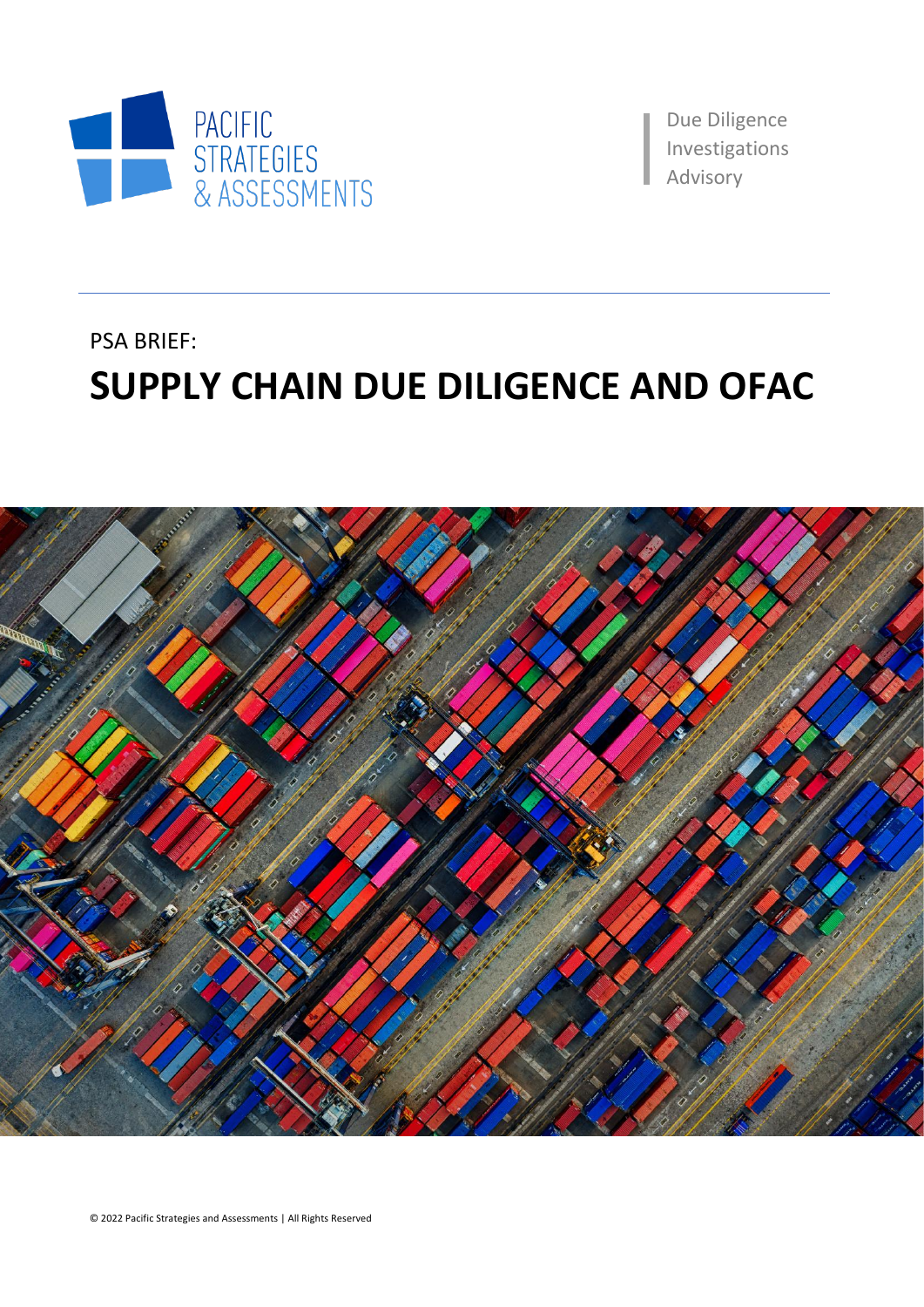PACIFIC STRATEGIES & ASSESSMENTS

Due Diligence
Investigations
Advisory

PSA BRIEF:

# SUPPLY CHAIN DUE DILIGENCE AND OFAC

© 2022 Pacific Strategies and Assessments | All Rights Reserved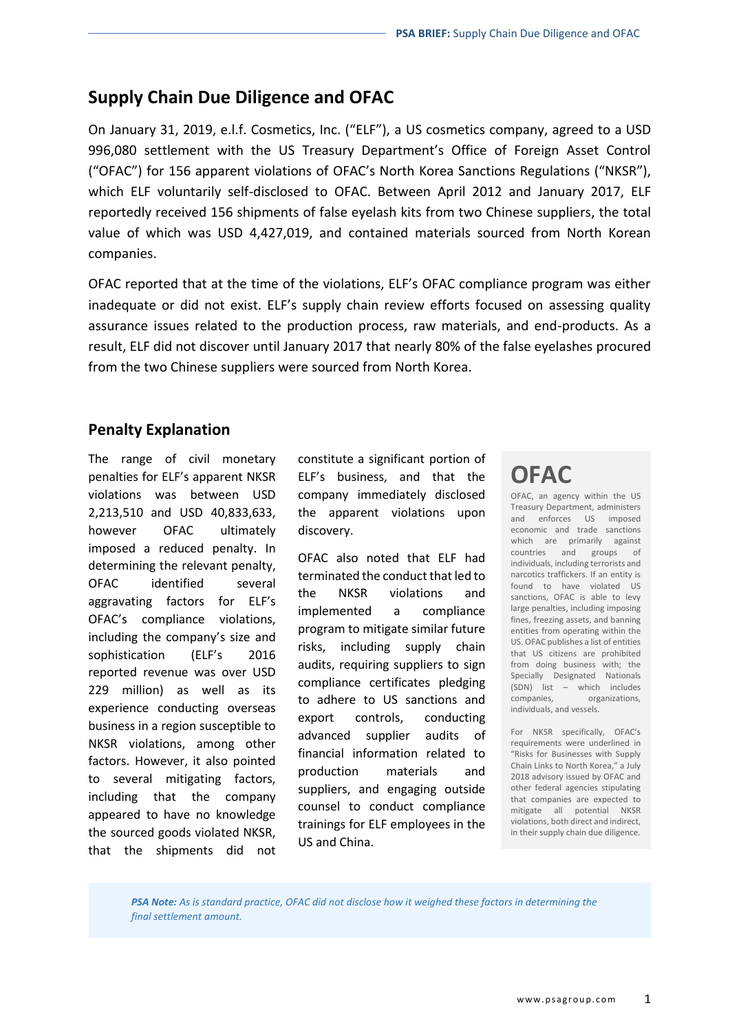## Supply Chain Due Diligence and OFAC

On January 31, 2019, e.l.f. Cosmetics, Inc. ("ELF"), a US cosmetics company, agreed to a USD 996,080 settlement with the US Treasury Department's Office of Foreign Asset Control ("OFAC") for 156 apparent violations of OFAC's North Korea Sanctions Regulations ("NKSR"), which ELF voluntarily self-disclosed to OFAC. Between April 2012 and January 2017, ELF reportedly received 156 shipments of false eyelash kits from two Chinese suppliers, the total value of which was USD 4,427,019, and contained materials sourced from North Korean companies.

OFAC reported that at the time of the violations, ELF's OFAC compliance program was either inadequate or did not exist. ELF's supply chain review efforts focused on assessing quality assurance issues related to the production process, raw materials, and end-products. As a result, ELF did not discover until January 2017 that nearly 80% of the false eyelashes procured from the two Chinese suppliers were sourced from North Korea.

### Penalty Explanation

The range of civil monetary penalties for ELF's apparent NKSR violations was between USD 2,213,510 and USD 40,833,633, however OFAC ultimately imposed a reduced penalty. In determining the relevant penalty, OFAC identified several aggravating factors for ELF's OFAC's compliance violations, including the company's size and sophistication (ELF's 2016 reported revenue was over USD 229 million) as well as its experience conducting overseas business in a region susceptible to NKSR violations, among other factors. However, it also pointed to several mitigating factors, including that the company appeared to have no knowledge the sourced goods violated NKSR, that the shipments did not constitute a significant portion of ELF's business, and that the company immediately disclosed the apparent violations upon discovery.

OFAC also noted that ELF had terminated the conduct that led to the NKSR violations and implemented a compliance program to mitigate similar future risks, including supply chain audits, requiring suppliers to sign compliance certificates pledging to adhere to US sanctions and export controls, conducting advanced supplier audits of financial information related to production materials and suppliers, and engaging outside counsel to conduct compliance trainings for ELF employees in the US and China.

**OFAC**

OFAC, an agency within the US Treasury Department, administers and enforces US imposed economic and trade sanctions which are primarily against countries and groups of individuals, including terrorists and narcotics traffickers. If an entity is found to have violated US sanctions, OFAC is able to levy large penalties, including imposing fines, freezing assets, and banning entities from operating within the US. OFAC publishes a list of entities that US citizens are prohibited from doing business with; the Specially Designated Nationals (SDN) list – which includes companies, organizations, individuals, and vessels.

For NKSR specifically, OFAC's requirements were underlined in "Risks for Businesses with Supply Chain Links to North Korea," a July 2018 advisory issued by OFAC and other federal agencies stipulating that companies are expected to mitigate all potential NKSR violations, both direct and indirect, in their supply chain due diligence.

***PSA Note:*** *As is standard practice, OFAC did not disclose how it weighed these factors in determining the final settlement amount.*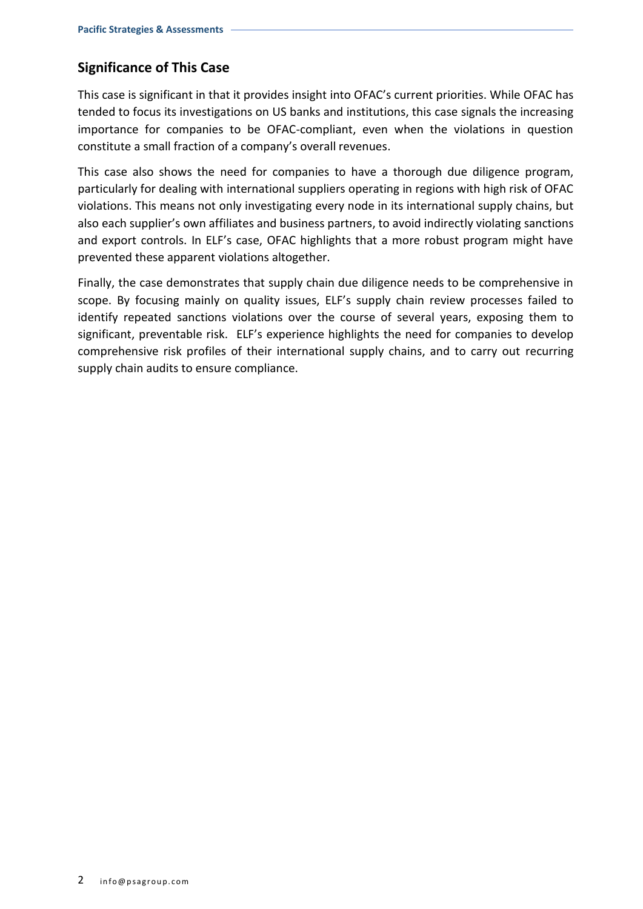## Significance of This Case

This case is significant in that it provides insight into OFAC's current priorities. While OFAC has tended to focus its investigations on US banks and institutions, this case signals the increasing importance for companies to be OFAC-compliant, even when the violations in question constitute a small fraction of a company's overall revenues.

This case also shows the need for companies to have a thorough due diligence program, particularly for dealing with international suppliers operating in regions with high risk of OFAC violations. This means not only investigating every node in its international supply chains, but also each supplier's own affiliates and business partners, to avoid indirectly violating sanctions and export controls. In ELF's case, OFAC highlights that a more robust program might have prevented these apparent violations altogether.

Finally, the case demonstrates that supply chain due diligence needs to be comprehensive in scope. By focusing mainly on quality issues, ELF's supply chain review processes failed to identify repeated sanctions violations over the course of several years, exposing them to significant, preventable risk. ELF's experience highlights the need for companies to develop comprehensive risk profiles of their international supply chains, and to carry out recurring supply chain audits to ensure compliance.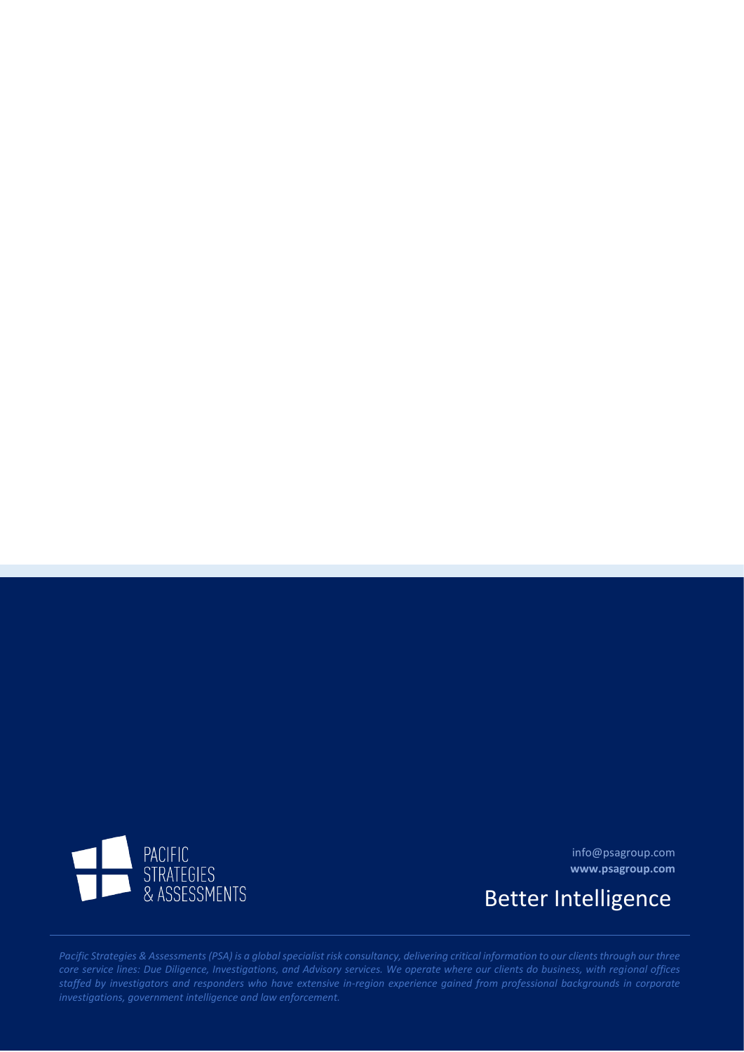PACIFIC STRATEGIES & ASSESSMENTS

info@psagroup.com
**www.psagroup.com**

Better Intelligence

*Pacific Strategies & Assessments (PSA) is a global specialist risk consultancy, delivering critical information to our clients through our three core service lines: Due Diligence, Investigations, and Advisory services. We operate where our clients do business, with regional offices staffed by investigators and responders who have extensive in-region experience gained from professional backgrounds in corporate investigations, government intelligence and law enforcement.*